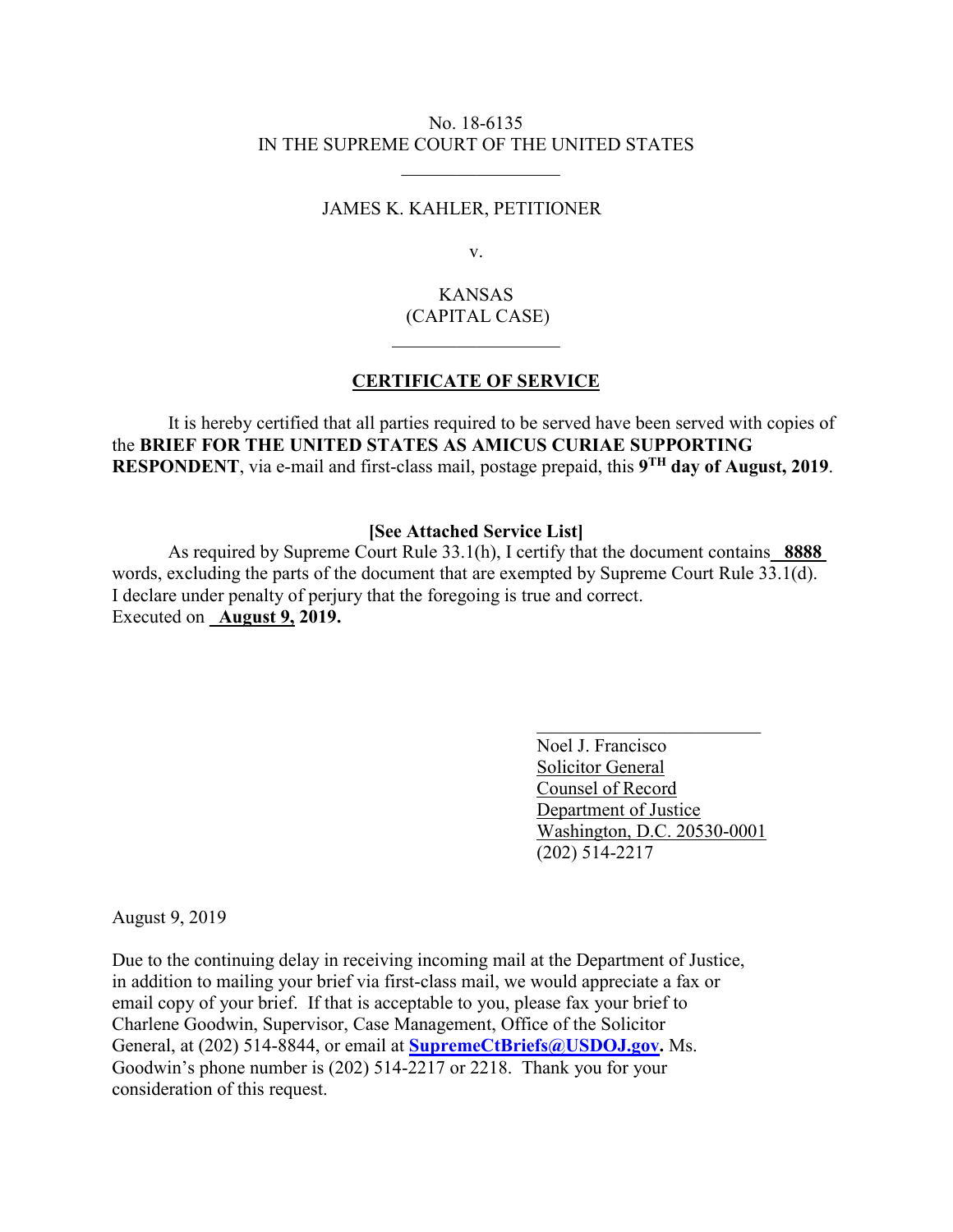No. 18-6135
IN THE SUPREME COURT OF THE UNITED STATES

---

JAMES K. KAHLER, PETITIONER

v.

KANSAS
(CAPITAL CASE)

---

## CERTIFICATE OF SERVICE

It is hereby certified that all parties required to be served have been served with copies of the **BRIEF FOR THE UNITED STATES AS AMICUS CURIAE SUPPORTING RESPONDENT**, via e-mail and first-class mail, postage prepaid, this **9TH day of August, 2019**.

**[See Attached Service List]**

As required by Supreme Court Rule 33.1(h), I certify that the document contains **8888** words, excluding the parts of the document that are exempted by Supreme Court Rule 33.1(d). I declare under penalty of perjury that the foregoing is true and correct.
Executed on **August 9, 2019.**

Noel J. Francisco
Solicitor General
Counsel of Record
Department of Justice
Washington, D.C. 20530-0001
(202) 514-2217

August 9, 2019

Due to the continuing delay in receiving incoming mail at the Department of Justice, in addition to mailing your brief via first-class mail, we would appreciate a fax or email copy of your brief. If that is acceptable to you, please fax your brief to Charlene Goodwin, Supervisor, Case Management, Office of the Solicitor General, at (202) 514-8844, or email at **SupremeCtBriefs@USDOJ.gov.** Ms. Goodwin's phone number is (202) 514-2217 or 2218. Thank you for your consideration of this request.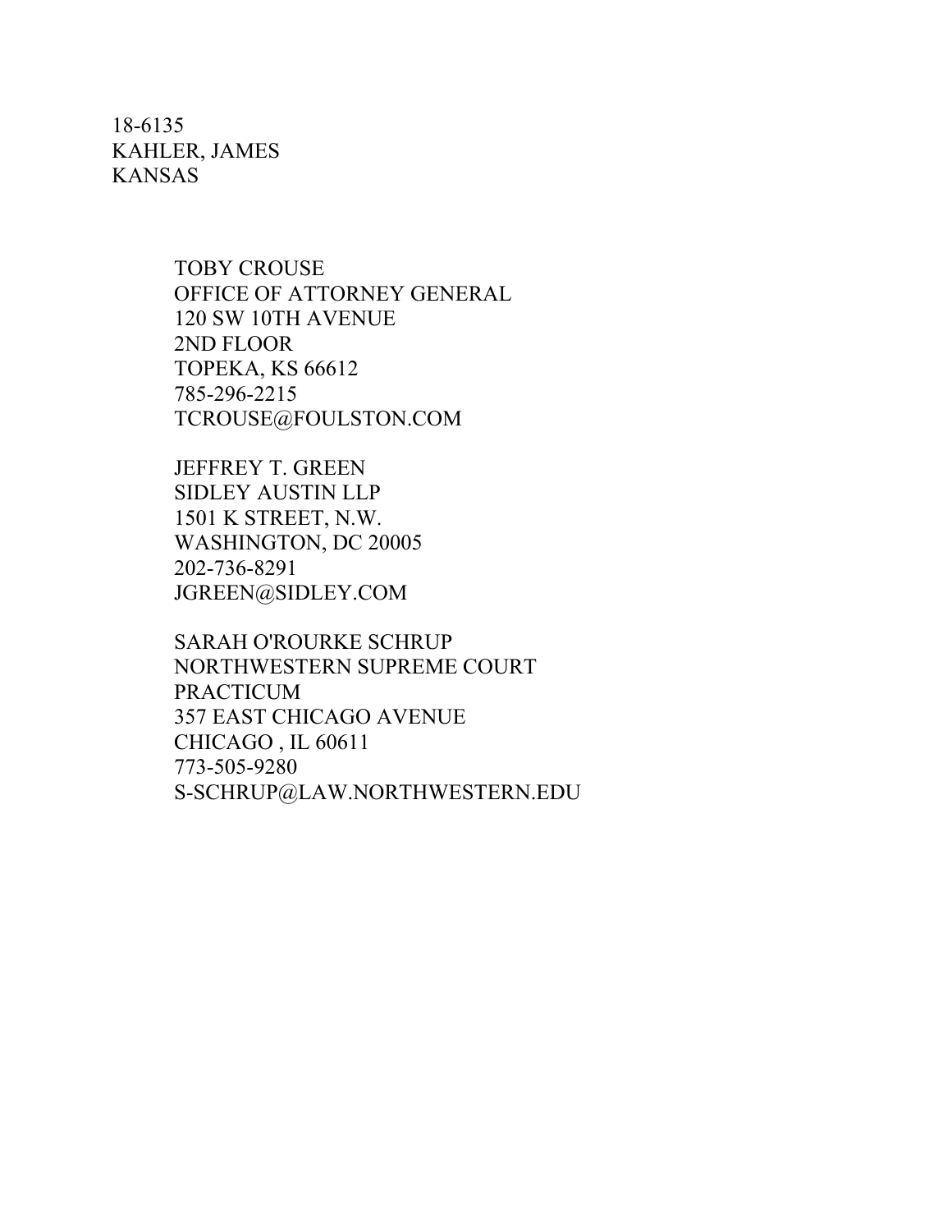18-6135
KAHLER, JAMES
KANSAS

TOBY CROUSE
OFFICE OF ATTORNEY GENERAL
120 SW 10TH AVENUE
2ND FLOOR
TOPEKA, KS 66612
785-296-2215
TCROUSE@FOULSTON.COM

JEFFREY T. GREEN
SIDLEY AUSTIN LLP
1501 K STREET, N.W.
WASHINGTON, DC 20005
202-736-8291
JGREEN@SIDLEY.COM

SARAH O'ROURKE SCHRUP
NORTHWESTERN SUPREME COURT
PRACTICUM
357 EAST CHICAGO AVENUE
CHICAGO , IL 60611
773-505-9280
S-SCHRUP@LAW.NORTHWESTERN.EDU